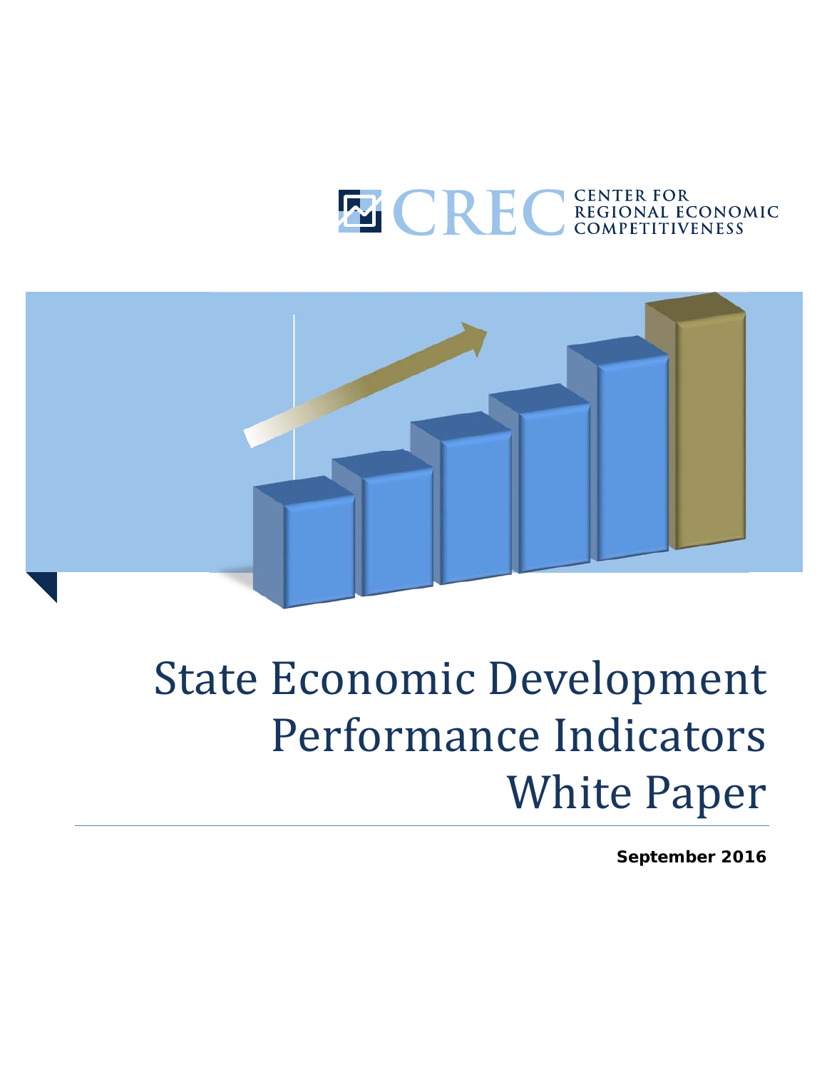CRECCENTER FOR REGIONAL ECONOMIC COMPETITIVENESS

# State Economic Development Performance Indicators White Paper

**September 2016**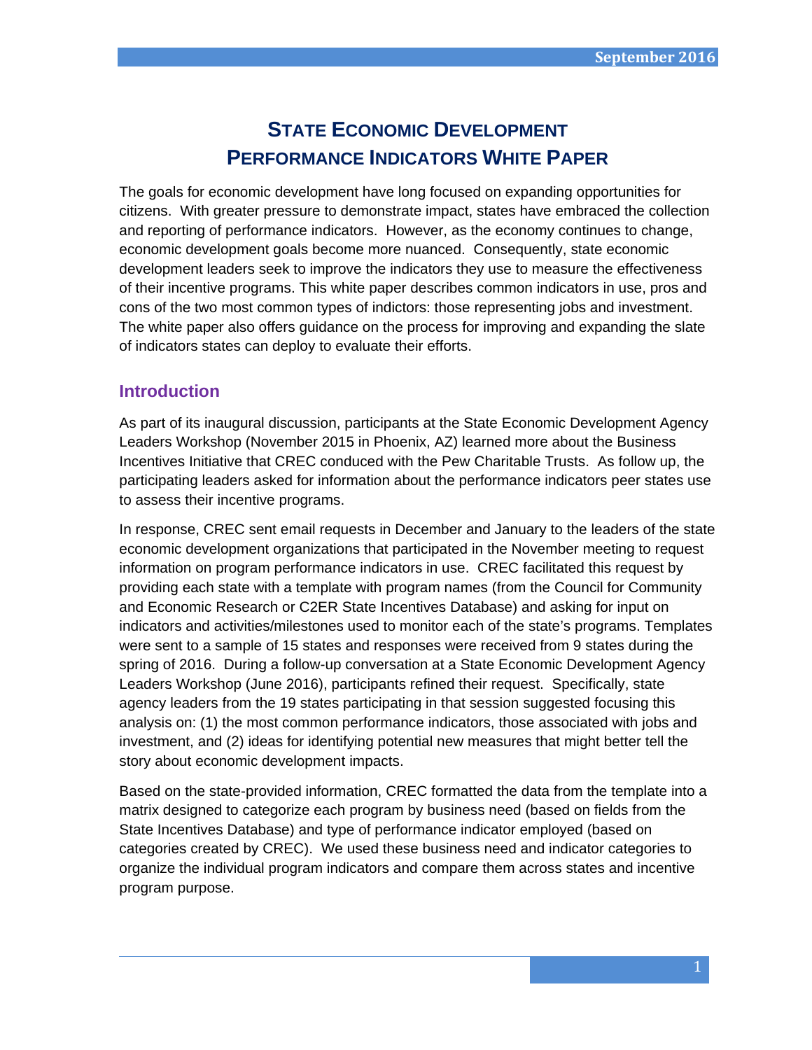# STATE ECONOMIC DEVELOPMENT PERFORMANCE INDICATORS WHITE PAPER

The goals for economic development have long focused on expanding opportunities for citizens. With greater pressure to demonstrate impact, states have embraced the collection and reporting of performance indicators. However, as the economy continues to change, economic development goals become more nuanced. Consequently, state economic development leaders seek to improve the indicators they use to measure the effectiveness of their incentive programs. This white paper describes common indicators in use, pros and cons of the two most common types of indictors: those representing jobs and investment. The white paper also offers guidance on the process for improving and expanding the slate of indicators states can deploy to evaluate their efforts.

## Introduction

As part of its inaugural discussion, participants at the State Economic Development Agency Leaders Workshop (November 2015 in Phoenix, AZ) learned more about the Business Incentives Initiative that CREC conduced with the Pew Charitable Trusts. As follow up, the participating leaders asked for information about the performance indicators peer states use to assess their incentive programs.

In response, CREC sent email requests in December and January to the leaders of the state economic development organizations that participated in the November meeting to request information on program performance indicators in use. CREC facilitated this request by providing each state with a template with program names (from the Council for Community and Economic Research or C2ER State Incentives Database) and asking for input on indicators and activities/milestones used to monitor each of the state's programs. Templates were sent to a sample of 15 states and responses were received from 9 states during the spring of 2016. During a follow-up conversation at a State Economic Development Agency Leaders Workshop (June 2016), participants refined their request. Specifically, state agency leaders from the 19 states participating in that session suggested focusing this analysis on: (1) the most common performance indicators, those associated with jobs and investment, and (2) ideas for identifying potential new measures that might better tell the story about economic development impacts.

Based on the state-provided information, CREC formatted the data from the template into a matrix designed to categorize each program by business need (based on fields from the State Incentives Database) and type of performance indicator employed (based on categories created by CREC). We used these business need and indicator categories to organize the individual program indicators and compare them across states and incentive program purpose.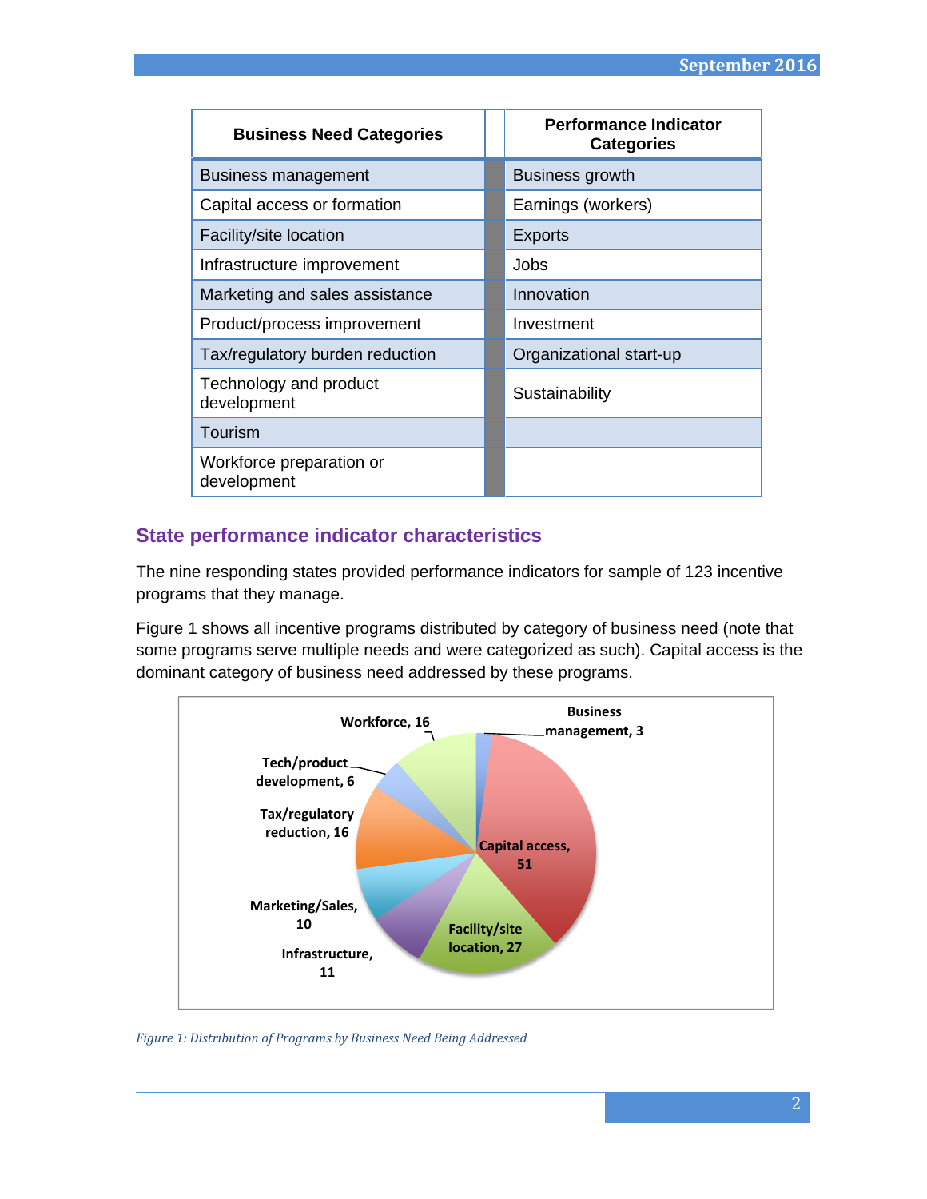| Business Need Categories | Performance Indicator Categories |
|---|---|
| Business management | Business growth |
| Capital access or formation | Earnings (workers) |
| Facility/site location | Exports |
| Infrastructure improvement | Jobs |
| Marketing and sales assistance | Innovation |
| Product/process improvement | Investment |
| Tax/regulatory burden reduction | Organizational start-up |
| Technology and product development | Sustainability |
| Tourism | |
| Workforce preparation or development | |

## State performance indicator characteristics

The nine responding states provided performance indicators for sample of 123 incentive programs that they manage.

Figure 1 shows all incentive programs distributed by category of business need (note that some programs serve multiple needs and were categorized as such). Capital access is the dominant category of business need addressed by these programs.

| Business need | Number of programs |
|---|---|
| Business management | 3 |
| Capital access | 51 |
| Facility/site location | 27 |
| Infrastructure | 11 |
| Marketing/Sales | 10 |
| Tax/regulatory reduction | 16 |
| Tech/product development | 6 |
| Workforce | 16 |

*Figure 1: Distribution of Programs by Business Need Being Addressed*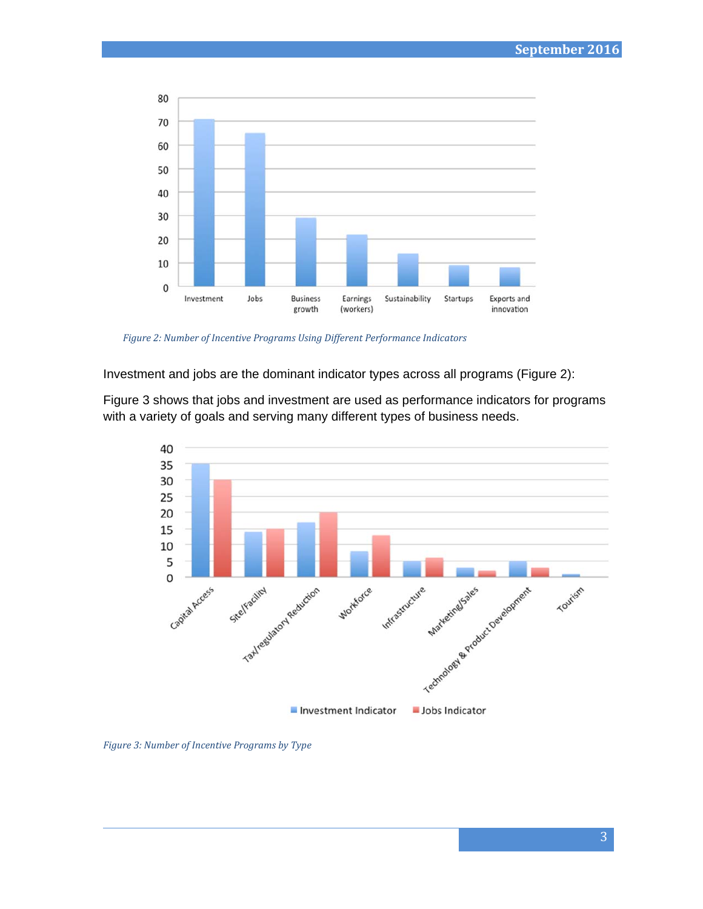*Figure 2: Number of Incentive Programs Using Different Performance Indicators*

Investment and jobs are the dominant indicator types across all programs (Figure 2):

Figure 3 shows that jobs and investment are used as performance indicators for programs with a variety of goals and serving many different types of business needs.

*Figure 3: Number of Incentive Programs by Type*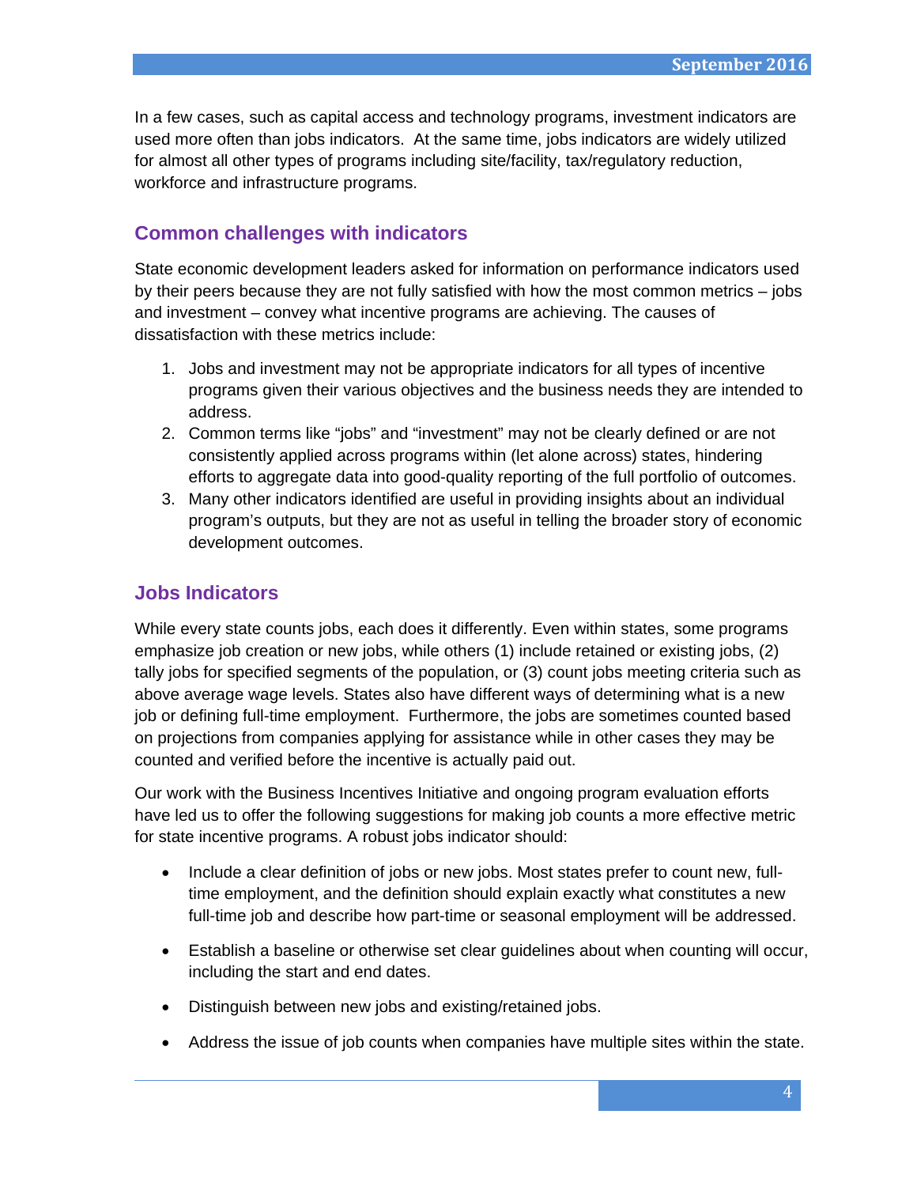In a few cases, such as capital access and technology programs, investment indicators are used more often than jobs indicators. At the same time, jobs indicators are widely utilized for almost all other types of programs including site/facility, tax/regulatory reduction, workforce and infrastructure programs.

## Common challenges with indicators

State economic development leaders asked for information on performance indicators used by their peers because they are not fully satisfied with how the most common metrics – jobs and investment – convey what incentive programs are achieving. The causes of dissatisfaction with these metrics include:

1. Jobs and investment may not be appropriate indicators for all types of incentive programs given their various objectives and the business needs they are intended to address.
2. Common terms like "jobs" and "investment" may not be clearly defined or are not consistently applied across programs within (let alone across) states, hindering efforts to aggregate data into good-quality reporting of the full portfolio of outcomes.
3. Many other indicators identified are useful in providing insights about an individual program's outputs, but they are not as useful in telling the broader story of economic development outcomes.

## Jobs Indicators

While every state counts jobs, each does it differently. Even within states, some programs emphasize job creation or new jobs, while others (1) include retained or existing jobs, (2) tally jobs for specified segments of the population, or (3) count jobs meeting criteria such as above average wage levels. States also have different ways of determining what is a new job or defining full-time employment. Furthermore, the jobs are sometimes counted based on projections from companies applying for assistance while in other cases they may be counted and verified before the incentive is actually paid out.

Our work with the Business Incentives Initiative and ongoing program evaluation efforts have led us to offer the following suggestions for making job counts a more effective metric for state incentive programs. A robust jobs indicator should:

- Include a clear definition of jobs or new jobs. Most states prefer to count new, full-time employment, and the definition should explain exactly what constitutes a new full-time job and describe how part-time or seasonal employment will be addressed.
- Establish a baseline or otherwise set clear guidelines about when counting will occur, including the start and end dates.
- Distinguish between new jobs and existing/retained jobs.
- Address the issue of job counts when companies have multiple sites within the state.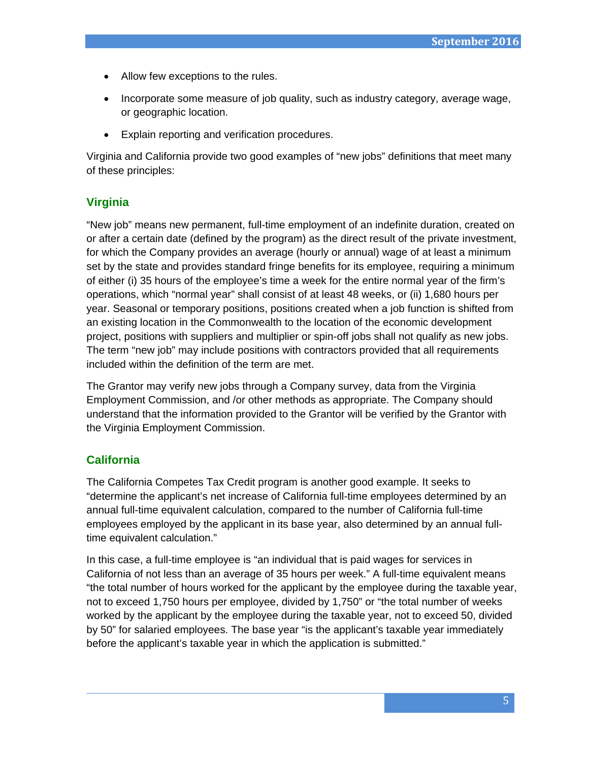- Allow few exceptions to the rules.
- Incorporate some measure of job quality, such as industry category, average wage, or geographic location.
- Explain reporting and verification procedures.

Virginia and California provide two good examples of "new jobs" definitions that meet many of these principles:

## Virginia

"New job" means new permanent, full-time employment of an indefinite duration, created on or after a certain date (defined by the program) as the direct result of the private investment, for which the Company provides an average (hourly or annual) wage of at least a minimum set by the state and provides standard fringe benefits for its employee, requiring a minimum of either (i) 35 hours of the employee's time a week for the entire normal year of the firm's operations, which "normal year" shall consist of at least 48 weeks, or (ii) 1,680 hours per year. Seasonal or temporary positions, positions created when a job function is shifted from an existing location in the Commonwealth to the location of the economic development project, positions with suppliers and multiplier or spin-off jobs shall not qualify as new jobs. The term "new job" may include positions with contractors provided that all requirements included within the definition of the term are met.

The Grantor may verify new jobs through a Company survey, data from the Virginia Employment Commission, and /or other methods as appropriate. The Company should understand that the information provided to the Grantor will be verified by the Grantor with the Virginia Employment Commission.

## California

The California Competes Tax Credit program is another good example. It seeks to "determine the applicant's net increase of California full-time employees determined by an annual full-time equivalent calculation, compared to the number of California full-time employees employed by the applicant in its base year, also determined by an annual full-time equivalent calculation."

In this case, a full-time employee is "an individual that is paid wages for services in California of not less than an average of 35 hours per week." A full-time equivalent means "the total number of hours worked for the applicant by the employee during the taxable year, not to exceed 1,750 hours per employee, divided by 1,750" or "the total number of weeks worked by the applicant by the employee during the taxable year, not to exceed 50, divided by 50" for salaried employees. The base year "is the applicant's taxable year immediately before the applicant's taxable year in which the application is submitted."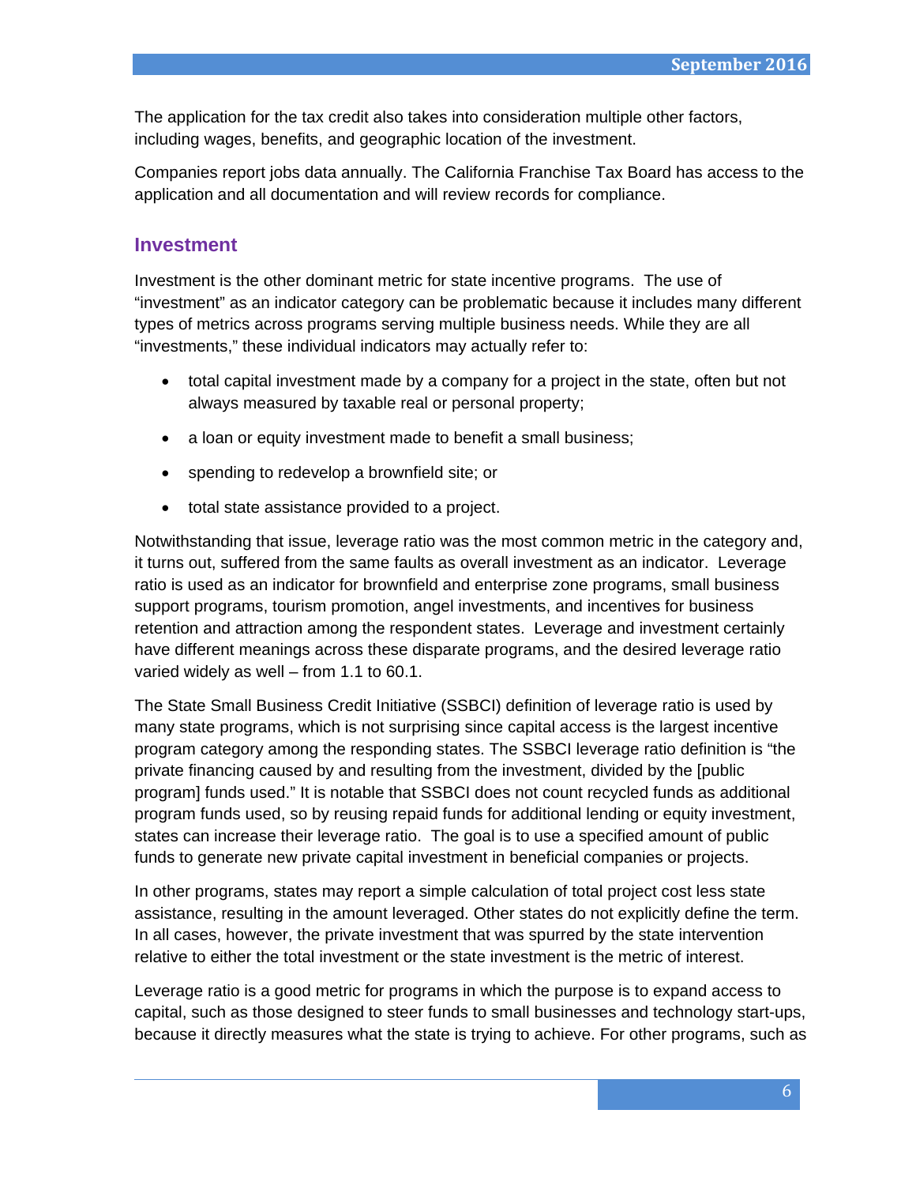The application for the tax credit also takes into consideration multiple other factors, including wages, benefits, and geographic location of the investment.

Companies report jobs data annually. The California Franchise Tax Board has access to the application and all documentation and will review records for compliance.

## Investment

Investment is the other dominant metric for state incentive programs. The use of "investment" as an indicator category can be problematic because it includes many different types of metrics across programs serving multiple business needs. While they are all "investments," these individual indicators may actually refer to:

- total capital investment made by a company for a project in the state, often but not always measured by taxable real or personal property;
- a loan or equity investment made to benefit a small business;
- spending to redevelop a brownfield site; or
- total state assistance provided to a project.

Notwithstanding that issue, leverage ratio was the most common metric in the category and, it turns out, suffered from the same faults as overall investment as an indicator. Leverage ratio is used as an indicator for brownfield and enterprise zone programs, small business support programs, tourism promotion, angel investments, and incentives for business retention and attraction among the respondent states. Leverage and investment certainly have different meanings across these disparate programs, and the desired leverage ratio varied widely as well – from 1.1 to 60.1.

The State Small Business Credit Initiative (SSBCI) definition of leverage ratio is used by many state programs, which is not surprising since capital access is the largest incentive program category among the responding states. The SSBCI leverage ratio definition is "the private financing caused by and resulting from the investment, divided by the [public program] funds used." It is notable that SSBCI does not count recycled funds as additional program funds used, so by reusing repaid funds for additional lending or equity investment, states can increase their leverage ratio. The goal is to use a specified amount of public funds to generate new private capital investment in beneficial companies or projects.

In other programs, states may report a simple calculation of total project cost less state assistance, resulting in the amount leveraged. Other states do not explicitly define the term. In all cases, however, the private investment that was spurred by the state intervention relative to either the total investment or the state investment is the metric of interest.

Leverage ratio is a good metric for programs in which the purpose is to expand access to capital, such as those designed to steer funds to small businesses and technology start-ups, because it directly measures what the state is trying to achieve. For other programs, such as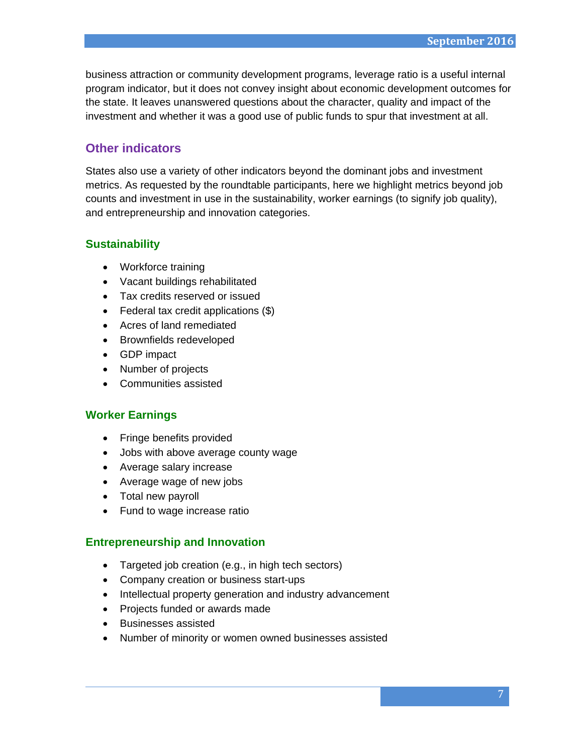business attraction or community development programs, leverage ratio is a useful internal program indicator, but it does not convey insight about economic development outcomes for the state. It leaves unanswered questions about the character, quality and impact of the investment and whether it was a good use of public funds to spur that investment at all.

## Other indicators

States also use a variety of other indicators beyond the dominant jobs and investment metrics. As requested by the roundtable participants, here we highlight metrics beyond job counts and investment in use in the sustainability, worker earnings (to signify job quality), and entrepreneurship and innovation categories.

### Sustainability

- Workforce training
- Vacant buildings rehabilitated
- Tax credits reserved or issued
- Federal tax credit applications ($)
- Acres of land remediated
- Brownfields redeveloped
- GDP impact
- Number of projects
- Communities assisted

### Worker Earnings

- Fringe benefits provided
- Jobs with above average county wage
- Average salary increase
- Average wage of new jobs
- Total new payroll
- Fund to wage increase ratio

### Entrepreneurship and Innovation

- Targeted job creation (e.g., in high tech sectors)
- Company creation or business start-ups
- Intellectual property generation and industry advancement
- Projects funded or awards made
- Businesses assisted
- Number of minority or women owned businesses assisted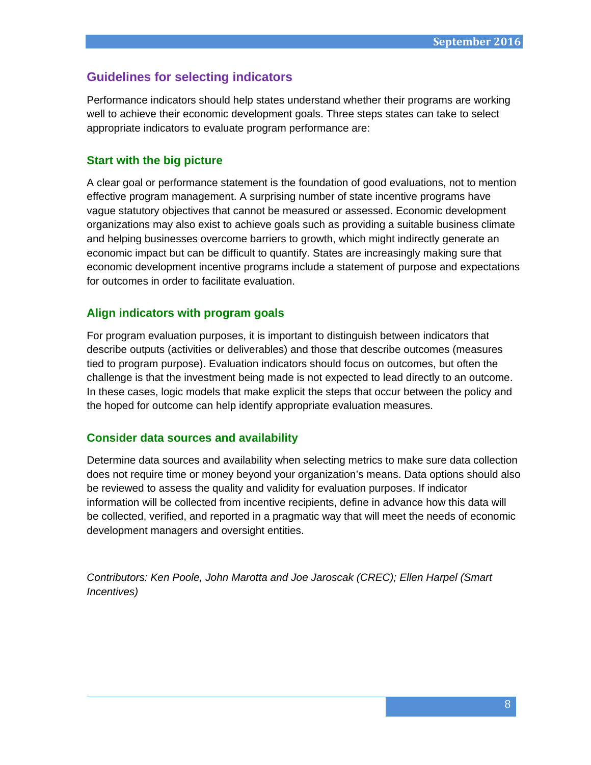## Guidelines for selecting indicators

Performance indicators should help states understand whether their programs are working well to achieve their economic development goals. Three steps states can take to select appropriate indicators to evaluate program performance are:

### Start with the big picture

A clear goal or performance statement is the foundation of good evaluations, not to mention effective program management. A surprising number of state incentive programs have vague statutory objectives that cannot be measured or assessed. Economic development organizations may also exist to achieve goals such as providing a suitable business climate and helping businesses overcome barriers to growth, which might indirectly generate an economic impact but can be difficult to quantify. States are increasingly making sure that economic development incentive programs include a statement of purpose and expectations for outcomes in order to facilitate evaluation.

### Align indicators with program goals

For program evaluation purposes, it is important to distinguish between indicators that describe outputs (activities or deliverables) and those that describe outcomes (measures tied to program purpose). Evaluation indicators should focus on outcomes, but often the challenge is that the investment being made is not expected to lead directly to an outcome. In these cases, logic models that make explicit the steps that occur between the policy and the hoped for outcome can help identify appropriate evaluation measures.

### Consider data sources and availability

Determine data sources and availability when selecting metrics to make sure data collection does not require time or money beyond your organization's means. Data options should also be reviewed to assess the quality and validity for evaluation purposes. If indicator information will be collected from incentive recipients, define in advance how this data will be collected, verified, and reported in a pragmatic way that will meet the needs of economic development managers and oversight entities.

*Contributors: Ken Poole, John Marotta and Joe Jaroscak (CREC); Ellen Harpel (Smart Incentives)*